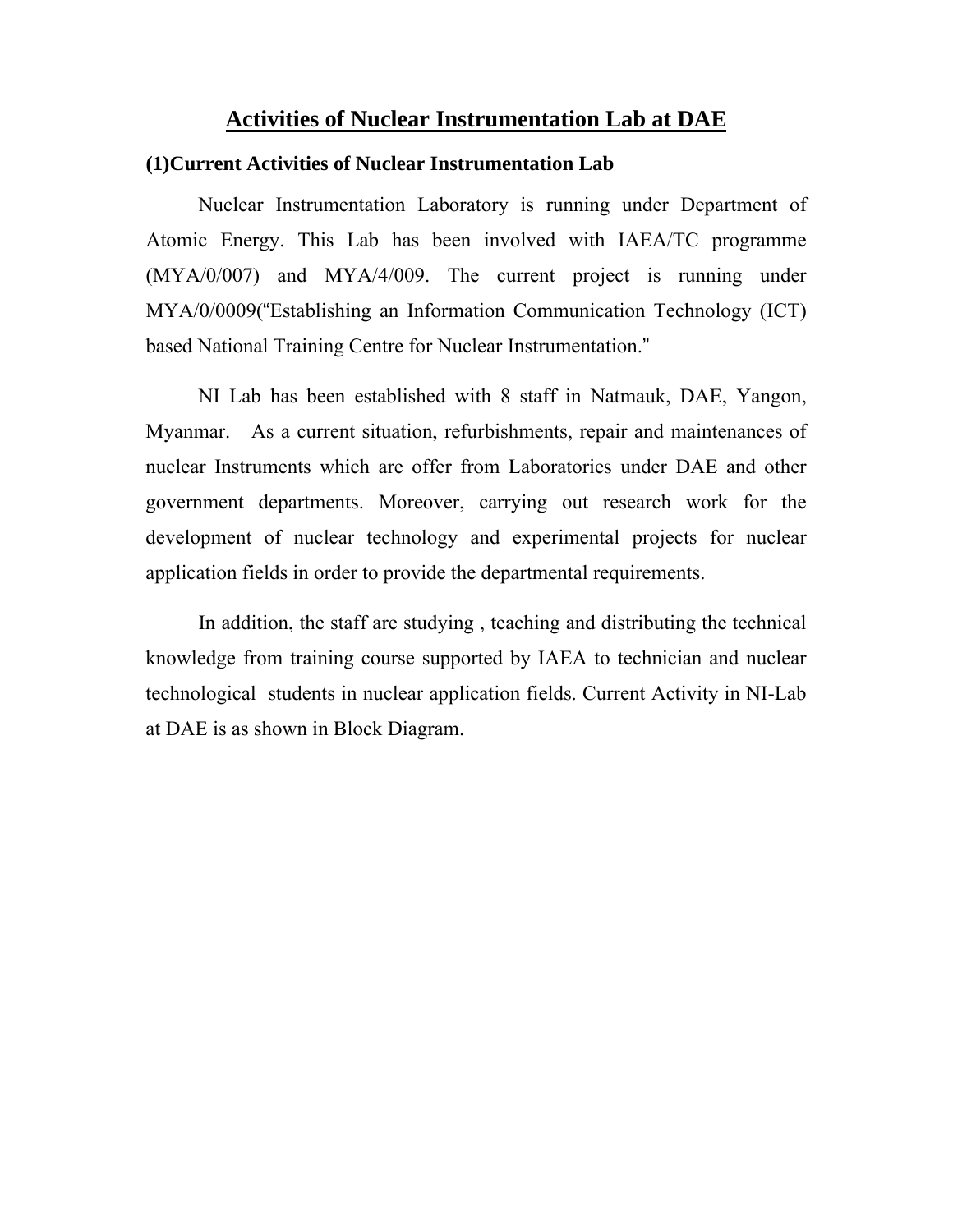# Activities of Nuclear Instrumentation Lab at DAE

## (1)Current Activities of Nuclear Instrumentation Lab

Nuclear Instrumentation Laboratory is running under Department of Atomic Energy. This Lab has been involved with IAEA/TC programme (MYA/0/007) and MYA/4/009. The current project is running under MYA/0/0009("Establishing an Information Communication Technology (ICT) based National Training Centre for Nuclear Instrumentation."

NI Lab has been established with 8 staff in Natmauk, DAE, Yangon, Myanmar. As a current situation, refurbishments, repair and maintenances of nuclear Instruments which are offer from Laboratories under DAE and other government departments. Moreover, carrying out research work for the development of nuclear technology and experimental projects for nuclear application fields in order to provide the departmental requirements.

In addition, the staff are studying , teaching and distributing the technical knowledge from training course supported by IAEA to technician and nuclear technological students in nuclear application fields. Current Activity in NI-Lab at DAE is as shown in Block Diagram.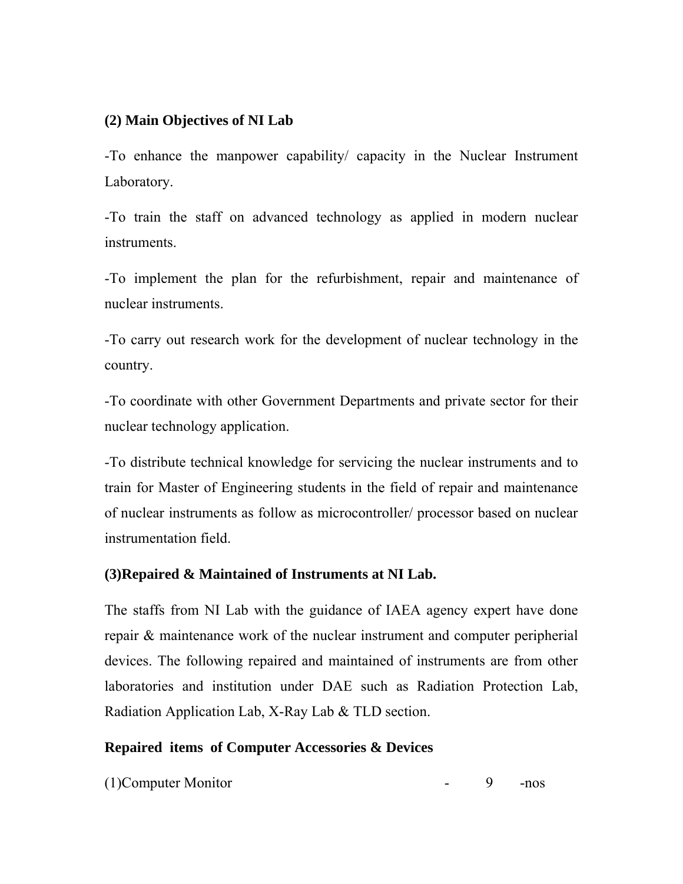**(2) Main Objectives of NI Lab**

-To enhance the manpower capability/ capacity in the Nuclear Instrument Laboratory.

-To train the staff on advanced technology as applied in modern nuclear instruments.

-To implement the plan for the refurbishment, repair and maintenance of nuclear instruments.

-To carry out research work for the development of nuclear technology in the country.

-To coordinate with other Government Departments and private sector for their nuclear technology application.

-To distribute technical knowledge for servicing the nuclear instruments and to train for Master of Engineering students in the field of repair and maintenance of nuclear instruments as follow as microcontroller/ processor based on nuclear instrumentation field.

**(3)Repaired & Maintained of Instruments at NI Lab.**

The staffs from NI Lab with the guidance of IAEA agency expert have done repair & maintenance work of the nuclear instrument and computer peripherial devices. The following repaired and maintained of instruments are from other laboratories and institution under DAE such as Radiation Protection Lab, Radiation Application Lab, X-Ray Lab & TLD section.

**Repaired items of Computer Accessories & Devices**

(1)Computer Monitor - 9 -nos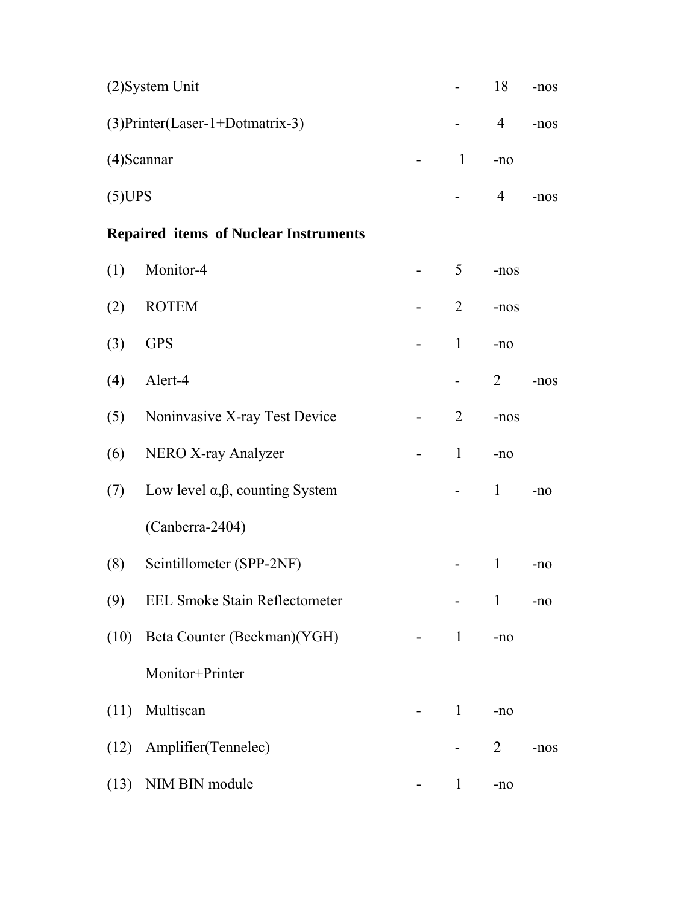(2)System Unit - 18 -nos

(3)Printer(Laser-1+Dotmatrix-3) - 4 -nos

(4)Scannar - 1 -no

(5)UPS - 4 -nos

**Repaired items of Nuclear Instruments**

(1) Monitor-4 - 5 -nos

(2) ROTEM - 2 -nos

(3) GPS - 1 -no

(4) Alert-4 - 2 -nos

(5) Noninvasive X-ray Test Device - 2 -nos

(6) NERO X-ray Analyzer - 1 -no

(7) Low level α,β, counting System (Canberra-2404) - 1 -no

(8) Scintillometer (SPP-2NF) - 1 -no

(9) EEL Smoke Stain Reflectometer - 1 -no

(10) Beta Counter (Beckman)(YGH) Monitor+Printer - 1 -no

(11) Multiscan - 1 -no

(12) Amplifier(Tennelec) - 2 -nos

(13) NIM BIN module - 1 -no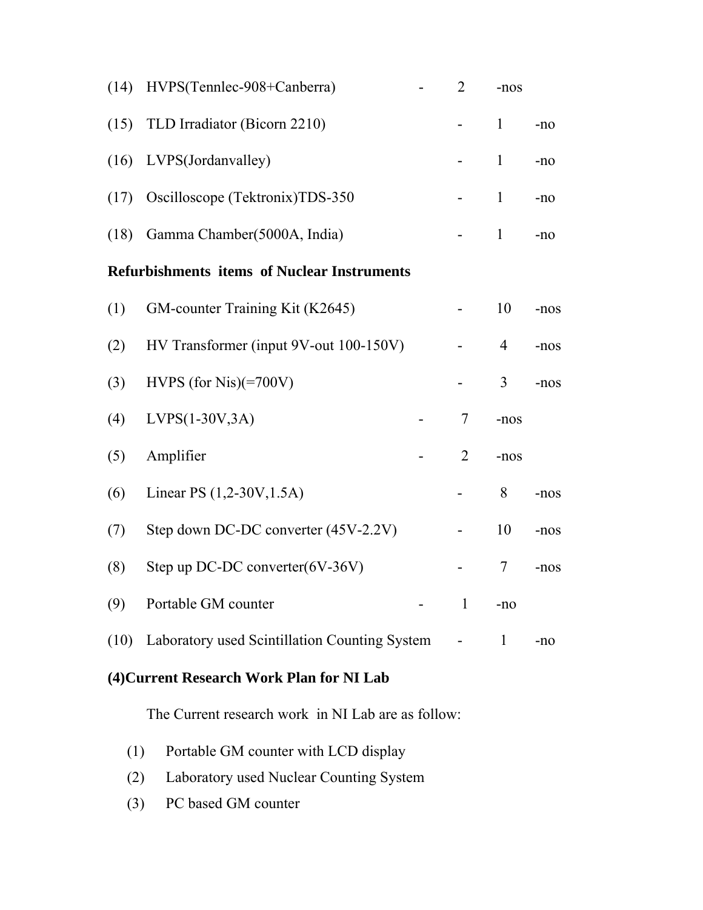(14) HVPS(Tennlec-908+Canberra) - 2 -nos

(15) TLD Irradiator (Bicorn 2210) - 1 -no

(16) LVPS(Jordanvalley) - 1 -no

(17) Oscilloscope (Tektronix)TDS-350 - 1 -no

(18) Gamma Chamber(5000A, India) - 1 -no

**Refurbishments items of Nuclear Instruments**

(1) GM-counter Training Kit (K2645) - 10 -nos

(2) HV Transformer (input 9V-out 100-150V) - 4 -nos

(3) HVPS (for Nis)(=700V) - 3 -nos

(4) LVPS(1-30V,3A) - 7 -nos

(5) Amplifier - 2 -nos

(6) Linear PS (1,2-30V,1.5A) - 8 -nos

(7) Step down DC-DC converter (45V-2.2V) - 10 -nos

(8) Step up DC-DC converter(6V-36V) - 7 -nos

(9) Portable GM counter - 1 -no

(10) Laboratory used Scintillation Counting System - 1 -no

**(4)Current Research Work Plan for NI Lab**

The Current research work in NI Lab are as follow:

(1) Portable GM counter with LCD display
(2) Laboratory used Nuclear Counting System
(3) PC based GM counter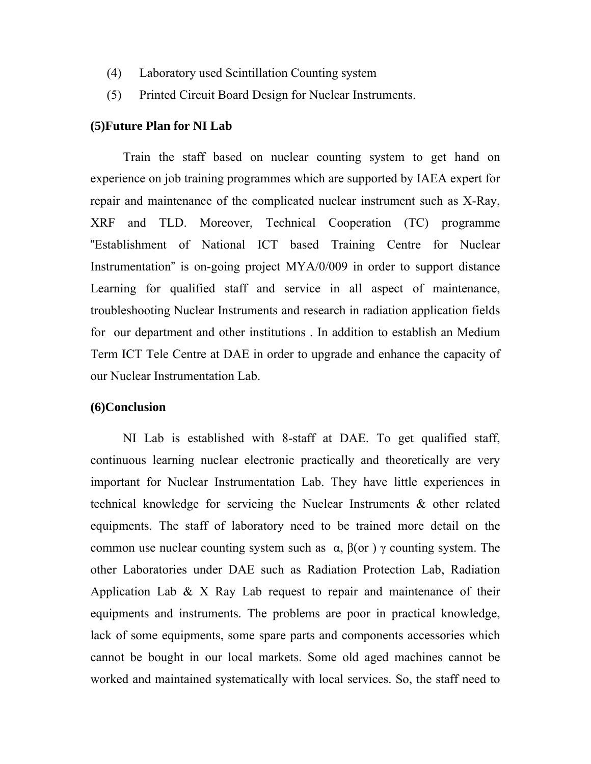(4) Laboratory used Scintillation Counting system

(5) Printed Circuit Board Design for Nuclear Instruments.

**(5)Future Plan for NI Lab**

Train the staff based on nuclear counting system to get hand on experience on job training programmes which are supported by IAEA expert for repair and maintenance of the complicated nuclear instrument such as X-Ray, XRF and TLD. Moreover, Technical Cooperation (TC) programme "Establishment of National ICT based Training Centre for Nuclear Instrumentation" is on-going project MYA/0/009 in order to support distance Learning for qualified staff and service in all aspect of maintenance, troubleshooting Nuclear Instruments and research in radiation application fields for our department and other institutions . In addition to establish an Medium Term ICT Tele Centre at DAE in order to upgrade and enhance the capacity of our Nuclear Instrumentation Lab.

**(6)Conclusion**

NI Lab is established with 8-staff at DAE. To get qualified staff, continuous learning nuclear electronic practically and theoretically are very important for Nuclear Instrumentation Lab. They have little experiences in technical knowledge for servicing the Nuclear Instruments & other related equipments. The staff of laboratory need to be trained more detail on the common use nuclear counting system such as $\alpha$, $\beta$(or ) $\gamma$ counting system. The other Laboratories under DAE such as Radiation Protection Lab, Radiation Application Lab & X Ray Lab request to repair and maintenance of their equipments and instruments. The problems are poor in practical knowledge, lack of some equipments, some spare parts and components accessories which cannot be bought in our local markets. Some old aged machines cannot be worked and maintained systematically with local services. So, the staff need to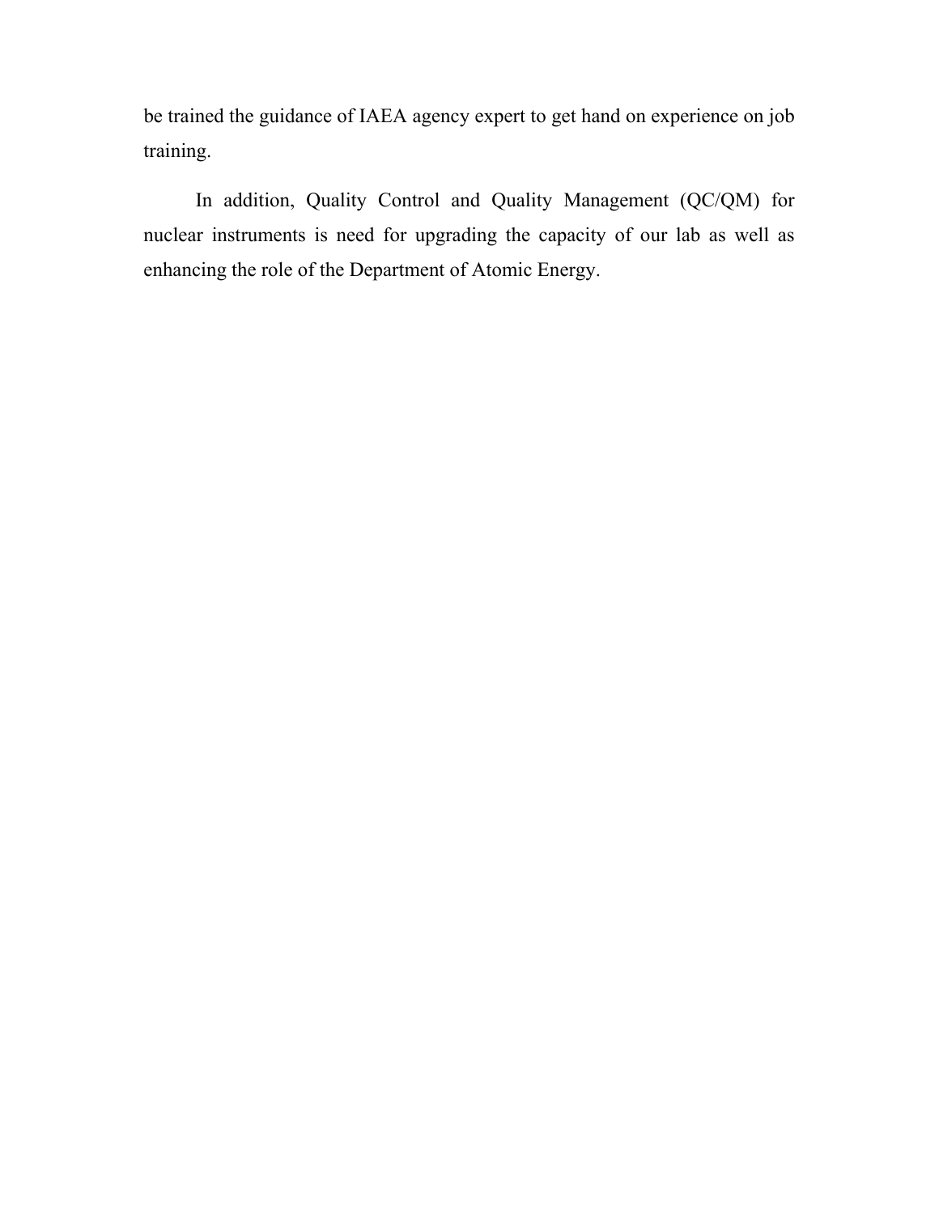be trained the guidance of IAEA agency expert to get hand on experience on job training.

In addition, Quality Control and Quality Management (QC/QM) for nuclear instruments is need for upgrading the capacity of our lab as well as enhancing the role of the Department of Atomic Energy.